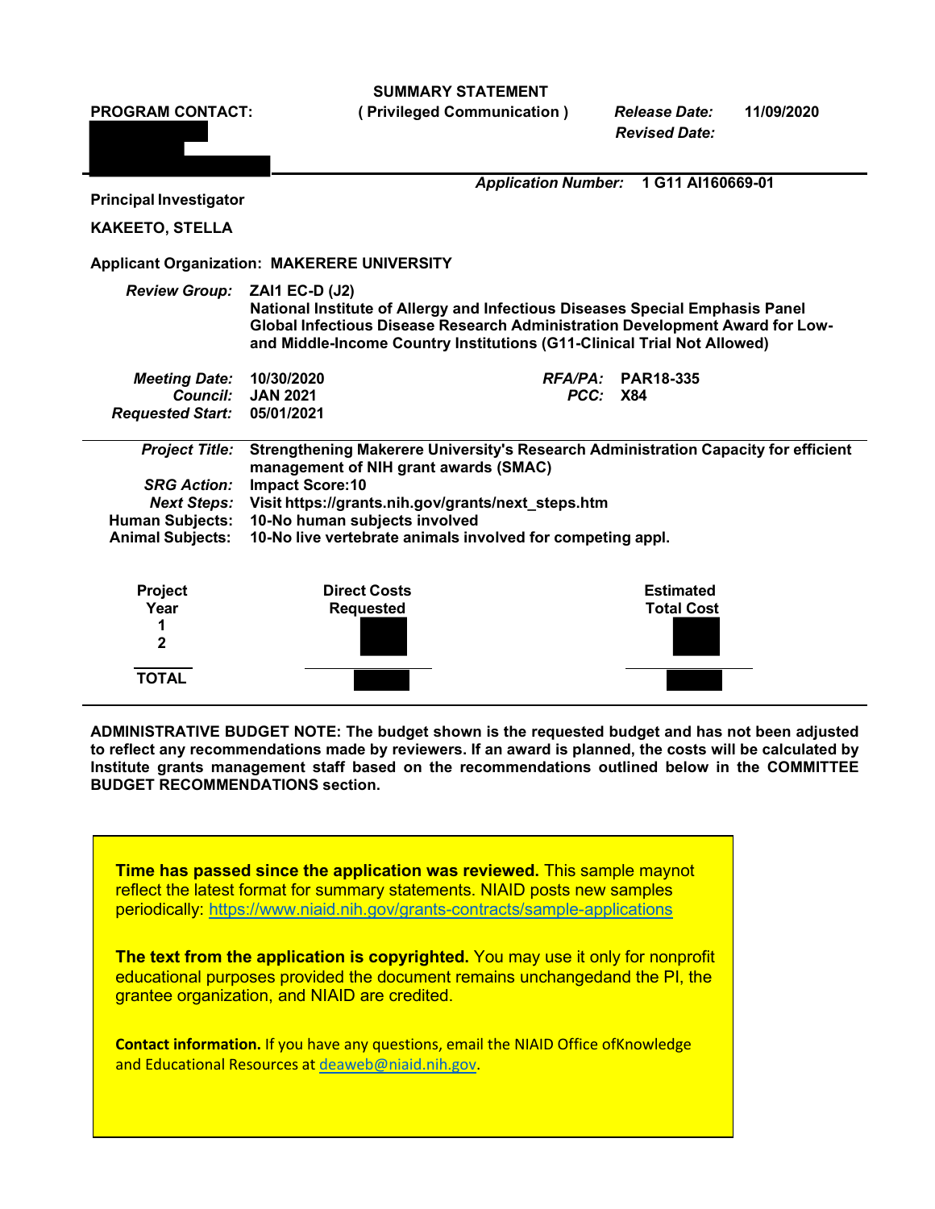**SUMMARY STATEMENT**
**( Privileged Communication )**

**PROGRAM CONTACT:**

*Release Date:* **11/09/2020**
*Revised Date:*

*Application Number:* **1 G11 AI160669-01**

**Principal Investigator**

**KAKEETO, STELLA**

**Applicant Organization: MAKERERE UNIVERSITY**

*Review Group:* **ZAI1 EC-D (J2)**
**National Institute of Allergy and Infectious Diseases Special Emphasis Panel**
**Global Infectious Disease Research Administration Development Award for Low- and Middle-Income Country Institutions (G11-Clinical Trial Not Allowed)**

*Meeting Date:* **10/30/2020**
*Council:* **JAN 2021**
*Requested Start:* **05/01/2021**

*RFA/PA:* **PAR18-335**
*PCC:* **X84**

*Project Title:* **Strengthening Makerere University's Research Administration Capacity for efficient management of NIH grant awards (SMAC)**
*SRG Action:* **Impact Score:10**
*Next Steps:* **Visit https://grants.nih.gov/grants/next_steps.htm**
*Human Subjects:* **10-No human subjects involved**
*Animal Subjects:* **10-No live vertebrate animals involved for competing appl.**

| Project Year | Direct Costs Requested | Estimated Total Cost |
|---|---|---|
| 1 | | |
| 2 | | |
| **TOTAL** | | |

**ADMINISTRATIVE BUDGET NOTE: The budget shown is the requested budget and has not been adjusted to reflect any recommendations made by reviewers. If an award is planned, the costs will be calculated by Institute grants management staff based on the recommendations outlined below in the COMMITTEE BUDGET RECOMMENDATIONS section.**

**Time has passed since the application was reviewed.** This sample maynot reflect the latest format for summary statements. NIAID posts new samples periodically: https://www.niaid.nih.gov/grants-contracts/sample-applications

**The text from the application is copyrighted.** You may use it only for nonprofit educational purposes provided the document remains unchangedand the PI, the grantee organization, and NIAID are credited.

**Contact information.** If you have any questions, email the NIAID Office ofKnowledge and Educational Resources at deaweb@niaid.nih.gov.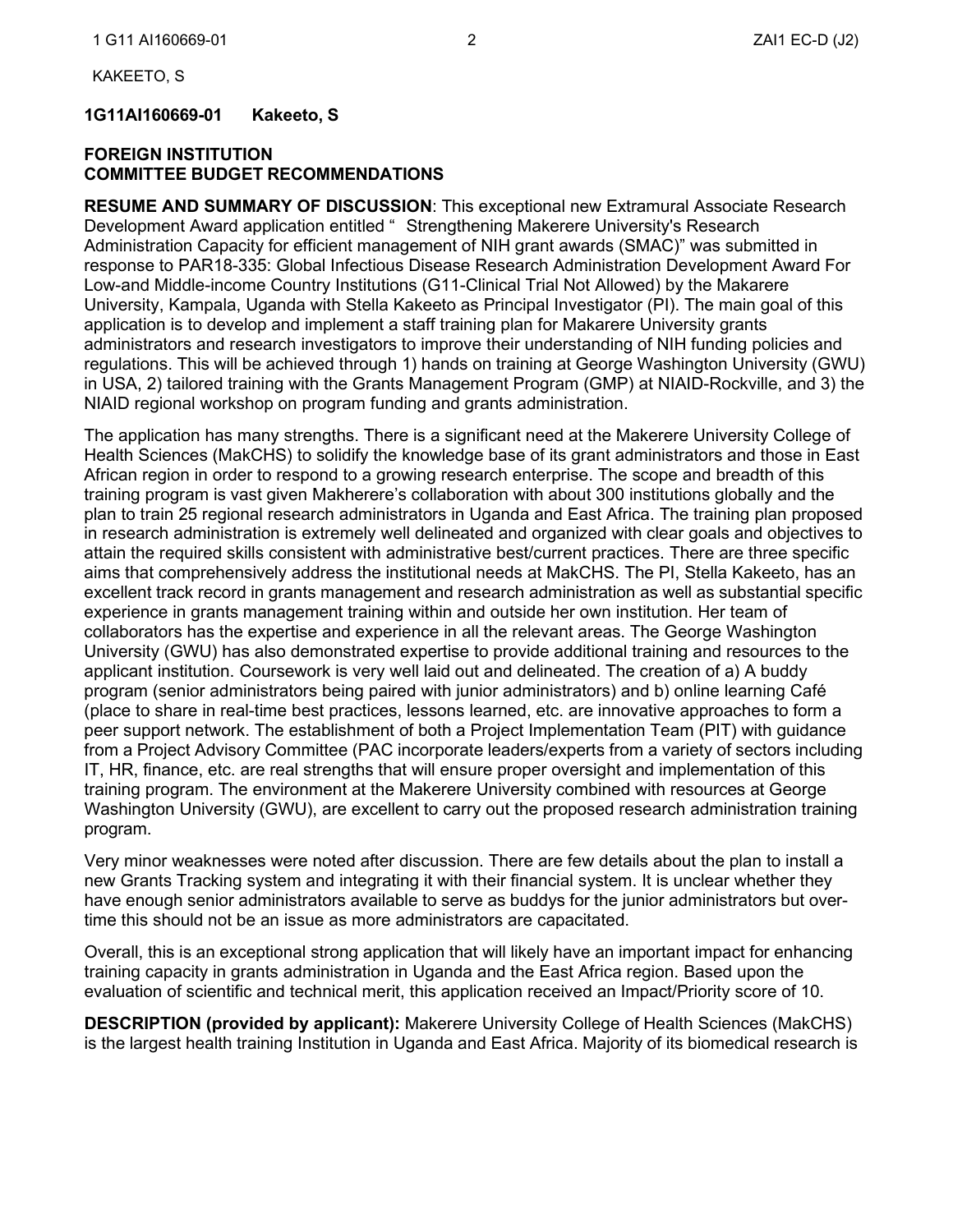**1G11AI160669-01 Kakeeto, S**

**FOREIGN INSTITUTION**
**COMMITTEE BUDGET RECOMMENDATIONS**

**RESUME AND SUMMARY OF DISCUSSION**: This exceptional new Extramural Associate Research Development Award application entitled " Strengthening Makerere University's Research Administration Capacity for efficient management of NIH grant awards (SMAC)" was submitted in response to PAR18-335: Global Infectious Disease Research Administration Development Award For Low-and Middle-income Country Institutions (G11-Clinical Trial Not Allowed) by the Makarere University, Kampala, Uganda with Stella Kakeeto as Principal Investigator (PI). The main goal of this application is to develop and implement a staff training plan for Makarere University grants administrators and research investigators to improve their understanding of NIH funding policies and regulations. This will be achieved through 1) hands on training at George Washington University (GWU) in USA, 2) tailored training with the Grants Management Program (GMP) at NIAID-Rockville, and 3) the NIAID regional workshop on program funding and grants administration.

The application has many strengths. There is a significant need at the Makerere University College of Health Sciences (MakCHS) to solidify the knowledge base of its grant administrators and those in East African region in order to respond to a growing research enterprise. The scope and breadth of this training program is vast given Makherere's collaboration with about 300 institutions globally and the plan to train 25 regional research administrators in Uganda and East Africa. The training plan proposed in research administration is extremely well delineated and organized with clear goals and objectives to attain the required skills consistent with administrative best/current practices. There are three specific aims that comprehensively address the institutional needs at MakCHS. The PI, Stella Kakeeto, has an excellent track record in grants management and research administration as well as substantial specific experience in grants management training within and outside her own institution. Her team of collaborators has the expertise and experience in all the relevant areas. The George Washington University (GWU) has also demonstrated expertise to provide additional training and resources to the applicant institution. Coursework is very well laid out and delineated. The creation of a) A buddy program (senior administrators being paired with junior administrators) and b) online learning Café (place to share in real-time best practices, lessons learned, etc. are innovative approaches to form a peer support network. The establishment of both a Project Implementation Team (PIT) with guidance from a Project Advisory Committee (PAC incorporate leaders/experts from a variety of sectors including IT, HR, finance, etc. are real strengths that will ensure proper oversight and implementation of this training program. The environment at the Makerere University combined with resources at George Washington University (GWU), are excellent to carry out the proposed research administration training program.

Very minor weaknesses were noted after discussion. There are few details about the plan to install a new Grants Tracking system and integrating it with their financial system. It is unclear whether they have enough senior administrators available to serve as buddys for the junior administrators but over-time this should not be an issue as more administrators are capacitated.

Overall, this is an exceptional strong application that will likely have an important impact for enhancing training capacity in grants administration in Uganda and the East Africa region. Based upon the evaluation of scientific and technical merit, this application received an Impact/Priority score of 10.

**DESCRIPTION (provided by applicant):** Makerere University College of Health Sciences (MakCHS) is the largest health training Institution in Uganda and East Africa. Majority of its biomedical research is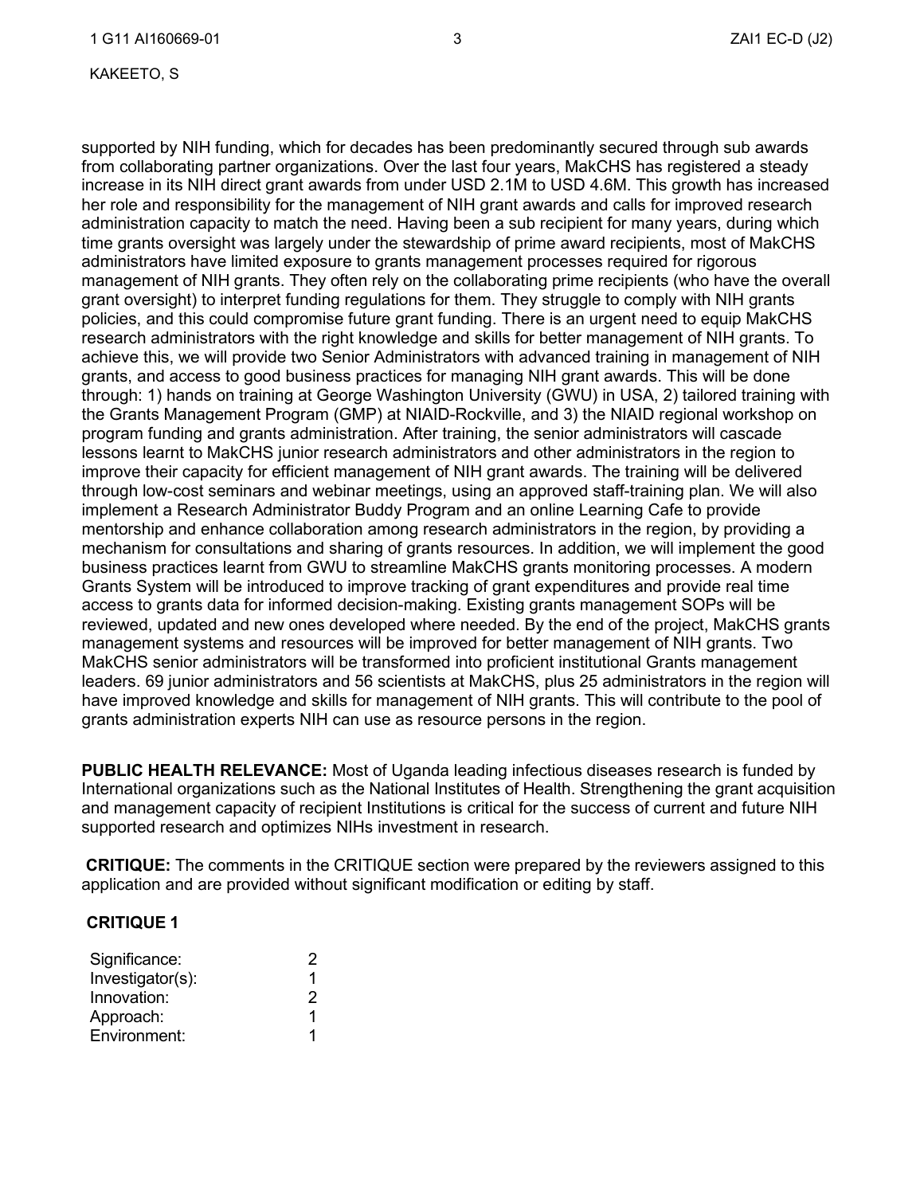supported by NIH funding, which for decades has been predominantly secured through sub awards from collaborating partner organizations. Over the last four years, MakCHS has registered a steady increase in its NIH direct grant awards from under USD 2.1M to USD 4.6M. This growth has increased her role and responsibility for the management of NIH grant awards and calls for improved research administration capacity to match the need. Having been a sub recipient for many years, during which time grants oversight was largely under the stewardship of prime award recipients, most of MakCHS administrators have limited exposure to grants management processes required for rigorous management of NIH grants. They often rely on the collaborating prime recipients (who have the overall grant oversight) to interpret funding regulations for them. They struggle to comply with NIH grants policies, and this could compromise future grant funding. There is an urgent need to equip MakCHS research administrators with the right knowledge and skills for better management of NIH grants. To achieve this, we will provide two Senior Administrators with advanced training in management of NIH grants, and access to good business practices for managing NIH grant awards. This will be done through: 1) hands on training at George Washington University (GWU) in USA, 2) tailored training with the Grants Management Program (GMP) at NIAID-Rockville, and 3) the NIAID regional workshop on program funding and grants administration. After training, the senior administrators will cascade lessons learnt to MakCHS junior research administrators and other administrators in the region to improve their capacity for efficient management of NIH grant awards. The training will be delivered through low-cost seminars and webinar meetings, using an approved staff-training plan. We will also implement a Research Administrator Buddy Program and an online Learning Cafe to provide mentorship and enhance collaboration among research administrators in the region, by providing a mechanism for consultations and sharing of grants resources. In addition, we will implement the good business practices learnt from GWU to streamline MakCHS grants monitoring processes. A modern Grants System will be introduced to improve tracking of grant expenditures and provide real time access to grants data for informed decision-making. Existing grants management SOPs will be reviewed, updated and new ones developed where needed. By the end of the project, MakCHS grants management systems and resources will be improved for better management of NIH grants. Two MakCHS senior administrators will be transformed into proficient institutional Grants management leaders. 69 junior administrators and 56 scientists at MakCHS, plus 25 administrators in the region will have improved knowledge and skills for management of NIH grants. This will contribute to the pool of grants administration experts NIH can use as resource persons in the region.

**PUBLIC HEALTH RELEVANCE:** Most of Uganda leading infectious diseases research is funded by International organizations such as the National Institutes of Health. Strengthening the grant acquisition and management capacity of recipient Institutions is critical for the success of current and future NIH supported research and optimizes NIHs investment in research.

**CRITIQUE:** The comments in the CRITIQUE section were prepared by the reviewers assigned to this application and are provided without significant modification or editing by staff.

**CRITIQUE 1**

| | |
|---|---|
| Significance: | 2 |
| Investigator(s): | 1 |
| Innovation: | 2 |
| Approach: | 1 |
| Environment: | 1 |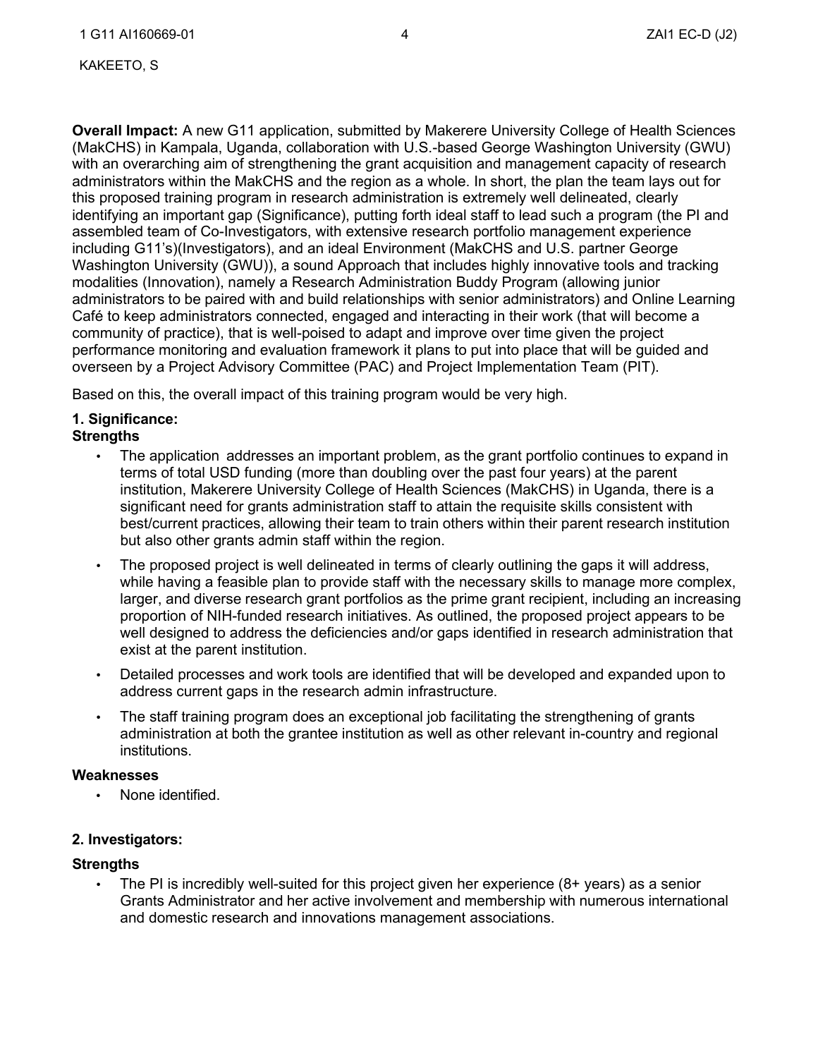**Overall Impact:** A new G11 application, submitted by Makerere University College of Health Sciences (MakCHS) in Kampala, Uganda, collaboration with U.S.-based George Washington University (GWU) with an overarching aim of strengthening the grant acquisition and management capacity of research administrators within the MakCHS and the region as a whole. In short, the plan the team lays out for this proposed training program in research administration is extremely well delineated, clearly identifying an important gap (Significance), putting forth ideal staff to lead such a program (the PI and assembled team of Co-Investigators, with extensive research portfolio management experience including G11's)(Investigators), and an ideal Environment (MakCHS and U.S. partner George Washington University (GWU)), a sound Approach that includes highly innovative tools and tracking modalities (Innovation), namely a Research Administration Buddy Program (allowing junior administrators to be paired with and build relationships with senior administrators) and Online Learning Café to keep administrators connected, engaged and interacting in their work (that will become a community of practice), that is well-poised to adapt and improve over time given the project performance monitoring and evaluation framework it plans to put into place that will be guided and overseen by a Project Advisory Committee (PAC) and Project Implementation Team (PIT).

Based on this, the overall impact of this training program would be very high.

**1. Significance:**
**Strengths**

- The application addresses an important problem, as the grant portfolio continues to expand in terms of total USD funding (more than doubling over the past four years) at the parent institution, Makerere University College of Health Sciences (MakCHS) in Uganda, there is a significant need for grants administration staff to attain the requisite skills consistent with best/current practices, allowing their team to train others within their parent research institution but also other grants admin staff within the region.
- The proposed project is well delineated in terms of clearly outlining the gaps it will address, while having a feasible plan to provide staff with the necessary skills to manage more complex, larger, and diverse research grant portfolios as the prime grant recipient, including an increasing proportion of NIH-funded research initiatives. As outlined, the proposed project appears to be well designed to address the deficiencies and/or gaps identified in research administration that exist at the parent institution.
- Detailed processes and work tools are identified that will be developed and expanded upon to address current gaps in the research admin infrastructure.
- The staff training program does an exceptional job facilitating the strengthening of grants administration at both the grantee institution as well as other relevant in-country and regional institutions.

**Weaknesses**

- None identified.

**2. Investigators:**

**Strengths**

- The PI is incredibly well-suited for this project given her experience (8+ years) as a senior Grants Administrator and her active involvement and membership with numerous international and domestic research and innovations management associations.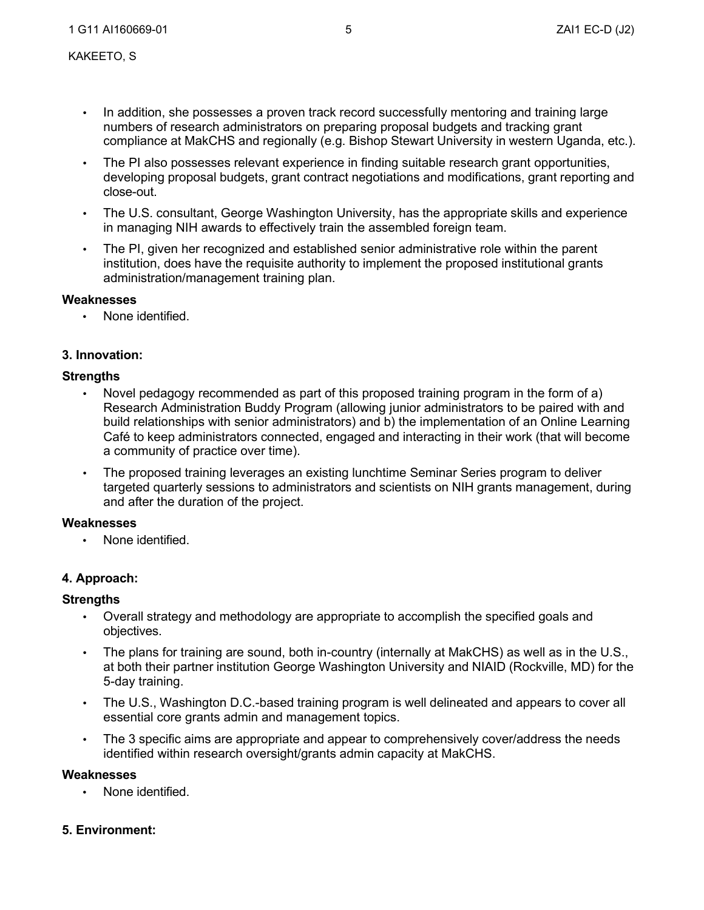- In addition, she possesses a proven track record successfully mentoring and training large numbers of research administrators on preparing proposal budgets and tracking grant compliance at MakCHS and regionally (e.g. Bishop Stewart University in western Uganda, etc.).
- The PI also possesses relevant experience in finding suitable research grant opportunities, developing proposal budgets, grant contract negotiations and modifications, grant reporting and close-out.
- The U.S. consultant, George Washington University, has the appropriate skills and experience in managing NIH awards to effectively train the assembled foreign team.
- The PI, given her recognized and established senior administrative role within the parent institution, does have the requisite authority to implement the proposed institutional grants administration/management training plan.

**Weaknesses**

- None identified.

**3. Innovation:**

**Strengths**

- Novel pedagogy recommended as part of this proposed training program in the form of a) Research Administration Buddy Program (allowing junior administrators to be paired with and build relationships with senior administrators) and b) the implementation of an Online Learning Café to keep administrators connected, engaged and interacting in their work (that will become a community of practice over time).
- The proposed training leverages an existing lunchtime Seminar Series program to deliver targeted quarterly sessions to administrators and scientists on NIH grants management, during and after the duration of the project.

**Weaknesses**

- None identified.

**4. Approach:**

**Strengths**

- Overall strategy and methodology are appropriate to accomplish the specified goals and objectives.
- The plans for training are sound, both in-country (internally at MakCHS) as well as in the U.S., at both their partner institution George Washington University and NIAID (Rockville, MD) for the 5-day training.
- The U.S., Washington D.C.-based training program is well delineated and appears to cover all essential core grants admin and management topics.
- The 3 specific aims are appropriate and appear to comprehensively cover/address the needs identified within research oversight/grants admin capacity at MakCHS.

**Weaknesses**

- None identified.

**5. Environment:**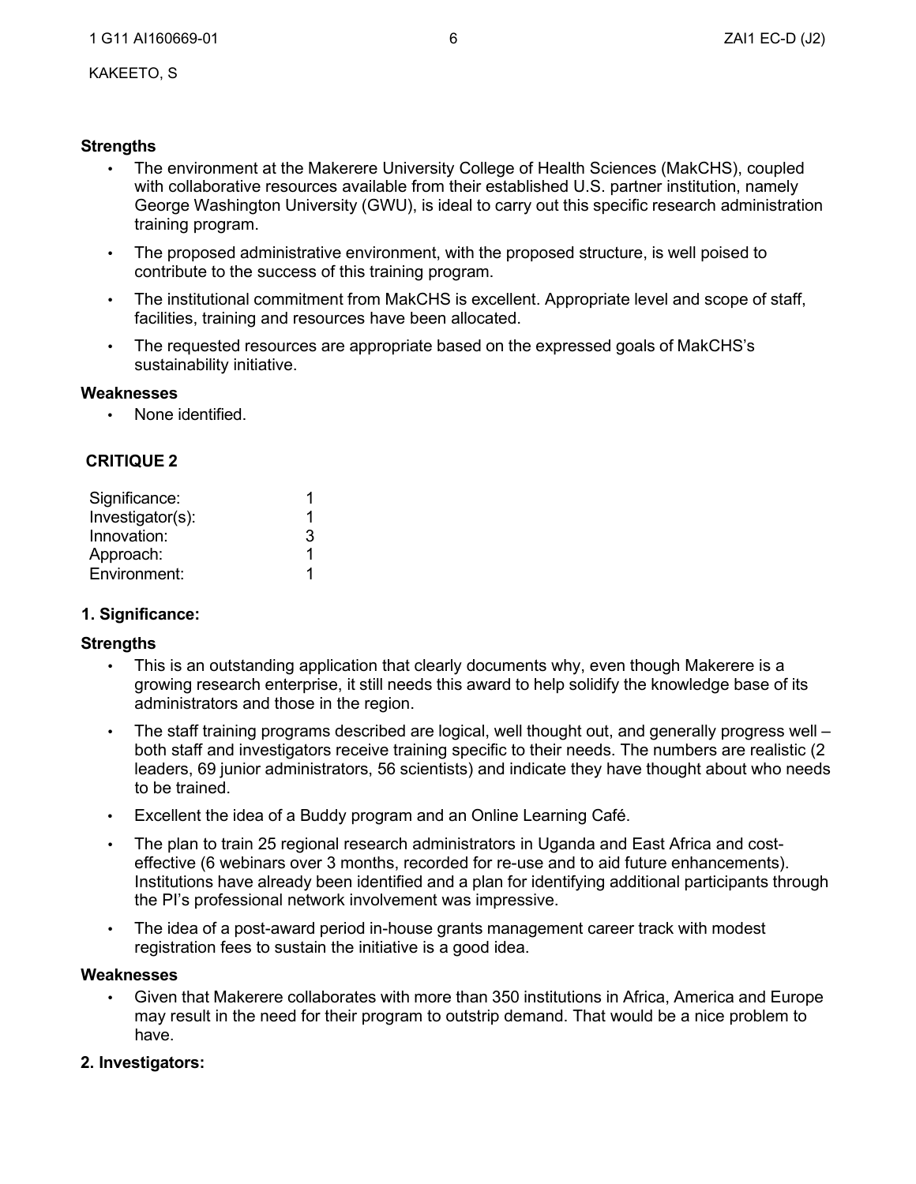**Strengths**

- The environment at the Makerere University College of Health Sciences (MakCHS), coupled with collaborative resources available from their established U.S. partner institution, namely George Washington University (GWU), is ideal to carry out this specific research administration training program.
- The proposed administrative environment, with the proposed structure, is well poised to contribute to the success of this training program.
- The institutional commitment from MakCHS is excellent. Appropriate level and scope of staff, facilities, training and resources have been allocated.
- The requested resources are appropriate based on the expressed goals of MakCHS's sustainability initiative.

**Weaknesses**

- None identified.

## CRITIQUE 2

| | |
|---|---|
| Significance: | 1 |
| Investigator(s): | 1 |
| Innovation: | 3 |
| Approach: | 1 |
| Environment: | 1 |

### 1. Significance:

**Strengths**

- This is an outstanding application that clearly documents why, even though Makerere is a growing research enterprise, it still needs this award to help solidify the knowledge base of its administrators and those in the region.
- The staff training programs described are logical, well thought out, and generally progress well – both staff and investigators receive training specific to their needs. The numbers are realistic (2 leaders, 69 junior administrators, 56 scientists) and indicate they have thought about who needs to be trained.
- Excellent the idea of a Buddy program and an Online Learning Café.
- The plan to train 25 regional research administrators in Uganda and East Africa and cost-effective (6 webinars over 3 months, recorded for re-use and to aid future enhancements). Institutions have already been identified and a plan for identifying additional participants through the PI's professional network involvement was impressive.
- The idea of a post-award period in-house grants management career track with modest registration fees to sustain the initiative is a good idea.

**Weaknesses**

- Given that Makerere collaborates with more than 350 institutions in Africa, America and Europe may result in the need for their program to outstrip demand. That would be a nice problem to have.

### 2. Investigators: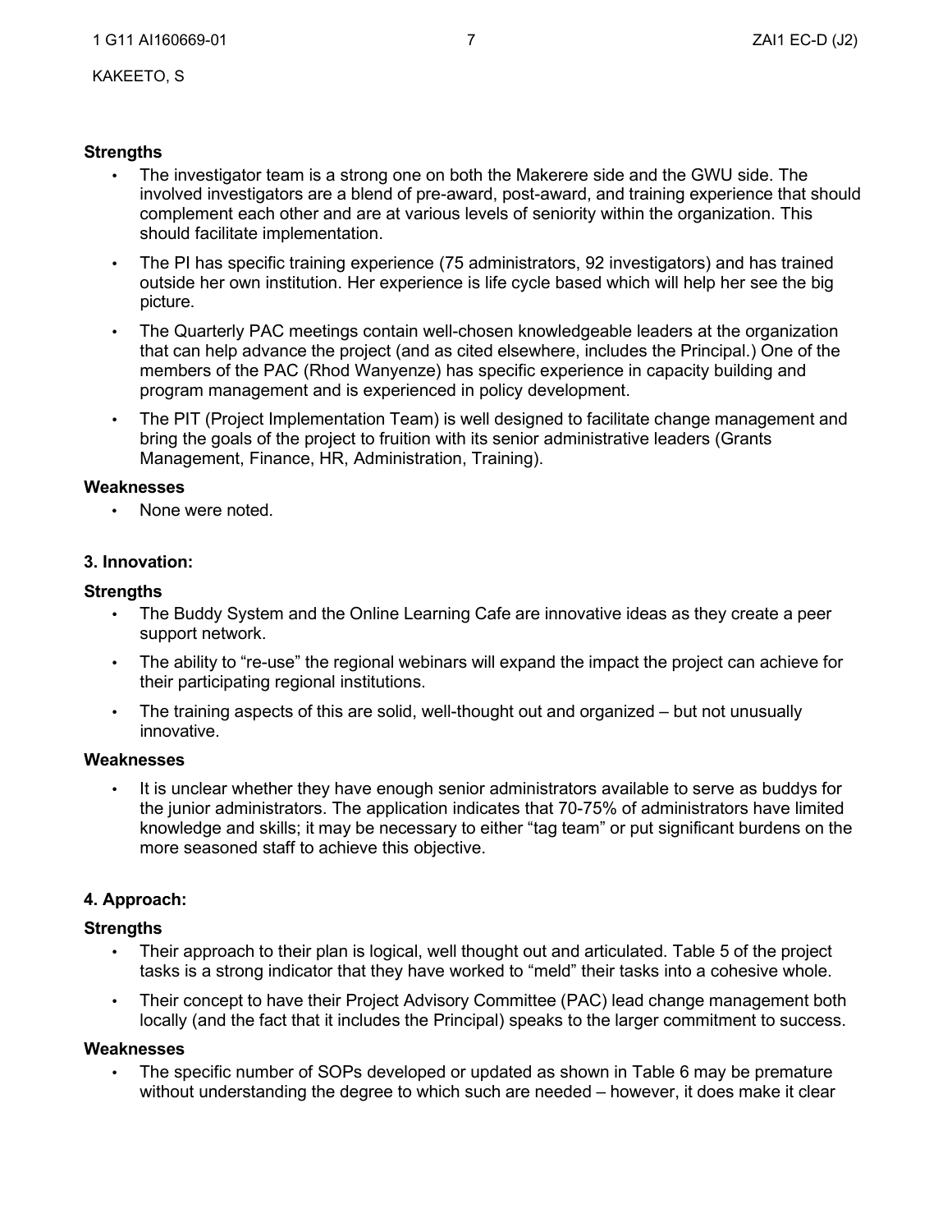**Strengths**

- The investigator team is a strong one on both the Makerere side and the GWU side. The involved investigators are a blend of pre-award, post-award, and training experience that should complement each other and are at various levels of seniority within the organization. This should facilitate implementation.
- The PI has specific training experience (75 administrators, 92 investigators) and has trained outside her own institution. Her experience is life cycle based which will help her see the big picture.
- The Quarterly PAC meetings contain well-chosen knowledgeable leaders at the organization that can help advance the project (and as cited elsewhere, includes the Principal.) One of the members of the PAC (Rhod Wanyenze) has specific experience in capacity building and program management and is experienced in policy development.
- The PIT (Project Implementation Team) is well designed to facilitate change management and bring the goals of the project to fruition with its senior administrative leaders (Grants Management, Finance, HR, Administration, Training).

**Weaknesses**

- None were noted.

**3. Innovation:**

**Strengths**

- The Buddy System and the Online Learning Cafe are innovative ideas as they create a peer support network.
- The ability to "re-use" the regional webinars will expand the impact the project can achieve for their participating regional institutions.
- The training aspects of this are solid, well-thought out and organized – but not unusually innovative.

**Weaknesses**

- It is unclear whether they have enough senior administrators available to serve as buddys for the junior administrators. The application indicates that 70-75% of administrators have limited knowledge and skills; it may be necessary to either "tag team" or put significant burdens on the more seasoned staff to achieve this objective.

**4. Approach:**

**Strengths**

- Their approach to their plan is logical, well thought out and articulated. Table 5 of the project tasks is a strong indicator that they have worked to "meld" their tasks into a cohesive whole.
- Their concept to have their Project Advisory Committee (PAC) lead change management both locally (and the fact that it includes the Principal) speaks to the larger commitment to success.

**Weaknesses**

- The specific number of SOPs developed or updated as shown in Table 6 may be premature without understanding the degree to which such are needed – however, it does make it clear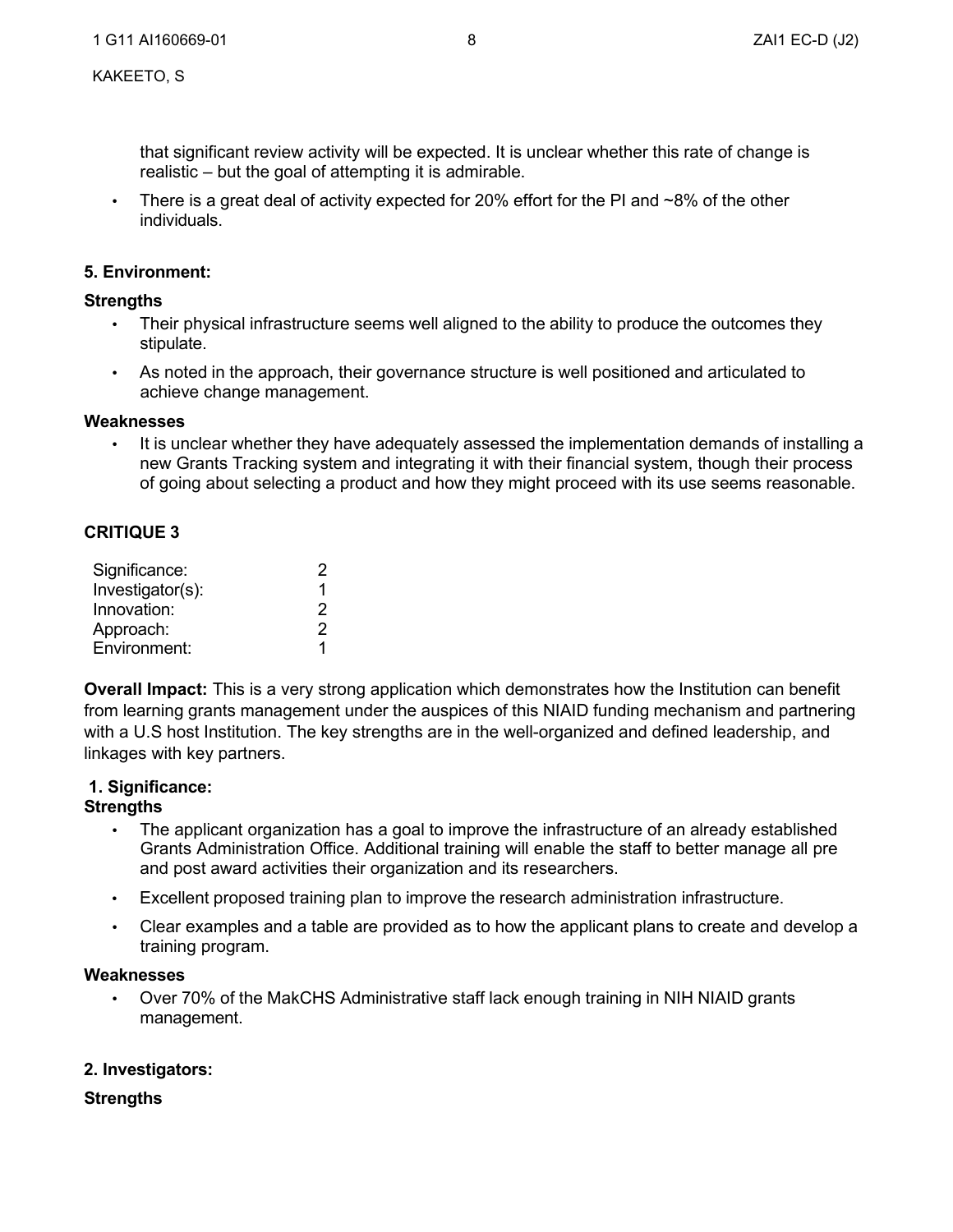that significant review activity will be expected. It is unclear whether this rate of change is realistic – but the goal of attempting it is admirable.

- There is a great deal of activity expected for 20% effort for the PI and ~8% of the other individuals.

**5. Environment:**

**Strengths**

- Their physical infrastructure seems well aligned to the ability to produce the outcomes they stipulate.
- As noted in the approach, their governance structure is well positioned and articulated to achieve change management.

**Weaknesses**

- It is unclear whether they have adequately assessed the implementation demands of installing a new Grants Tracking system and integrating it with their financial system, though their process of going about selecting a product and how they might proceed with its use seems reasonable.

## CRITIQUE 3

| | |
|---|---|
| Significance: | 2 |
| Investigator(s): | 1 |
| Innovation: | 2 |
| Approach: | 2 |
| Environment: | 1 |

**Overall Impact:** This is a very strong application which demonstrates how the Institution can benefit from learning grants management under the auspices of this NIAID funding mechanism and partnering with a U.S host Institution. The key strengths are in the well-organized and defined leadership, and linkages with key partners.

**1. Significance:**

**Strengths**

- The applicant organization has a goal to improve the infrastructure of an already established Grants Administration Office. Additional training will enable the staff to better manage all pre and post award activities their organization and its researchers.
- Excellent proposed training plan to improve the research administration infrastructure.
- Clear examples and a table are provided as to how the applicant plans to create and develop a training program.

**Weaknesses**

- Over 70% of the MakCHS Administrative staff lack enough training in NIH NIAID grants management.

**2. Investigators:**

**Strengths**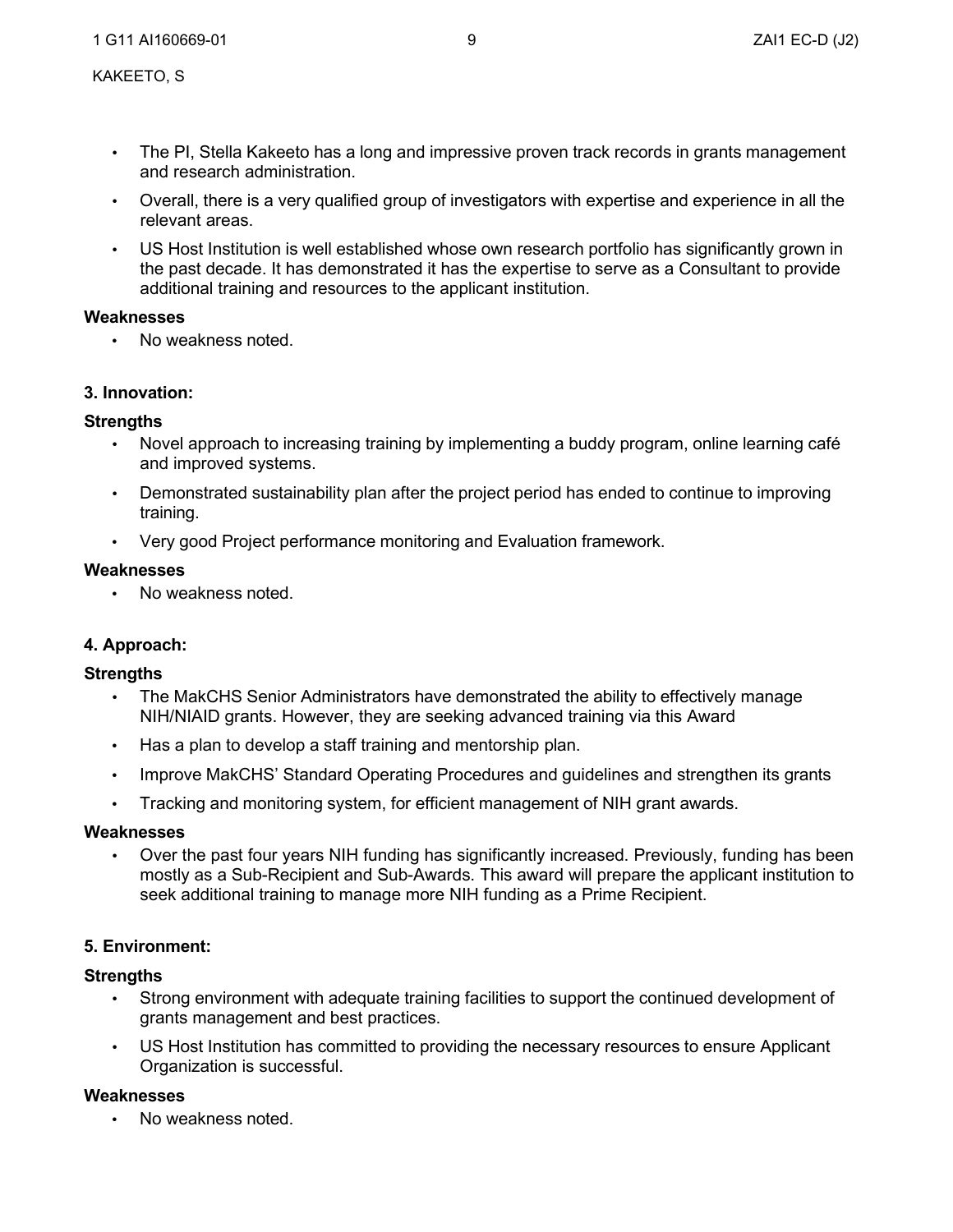- The PI, Stella Kakeeto has a long and impressive proven track records in grants management and research administration.
- Overall, there is a very qualified group of investigators with expertise and experience in all the relevant areas.
- US Host Institution is well established whose own research portfolio has significantly grown in the past decade. It has demonstrated it has the expertise to serve as a Consultant to provide additional training and resources to the applicant institution.

**Weaknesses**

- No weakness noted.

### 3. Innovation:

**Strengths**

- Novel approach to increasing training by implementing a buddy program, online learning café and improved systems.
- Demonstrated sustainability plan after the project period has ended to continue to improving training.
- Very good Project performance monitoring and Evaluation framework.

**Weaknesses**

- No weakness noted.

### 4. Approach:

**Strengths**

- The MakCHS Senior Administrators have demonstrated the ability to effectively manage NIH/NIAID grants. However, they are seeking advanced training via this Award
- Has a plan to develop a staff training and mentorship plan.
- Improve MakCHS' Standard Operating Procedures and guidelines and strengthen its grants
- Tracking and monitoring system, for efficient management of NIH grant awards.

**Weaknesses**

- Over the past four years NIH funding has significantly increased. Previously, funding has been mostly as a Sub-Recipient and Sub-Awards. This award will prepare the applicant institution to seek additional training to manage more NIH funding as a Prime Recipient.

### 5. Environment:

**Strengths**

- Strong environment with adequate training facilities to support the continued development of grants management and best practices.
- US Host Institution has committed to providing the necessary resources to ensure Applicant Organization is successful.

**Weaknesses**

- No weakness noted.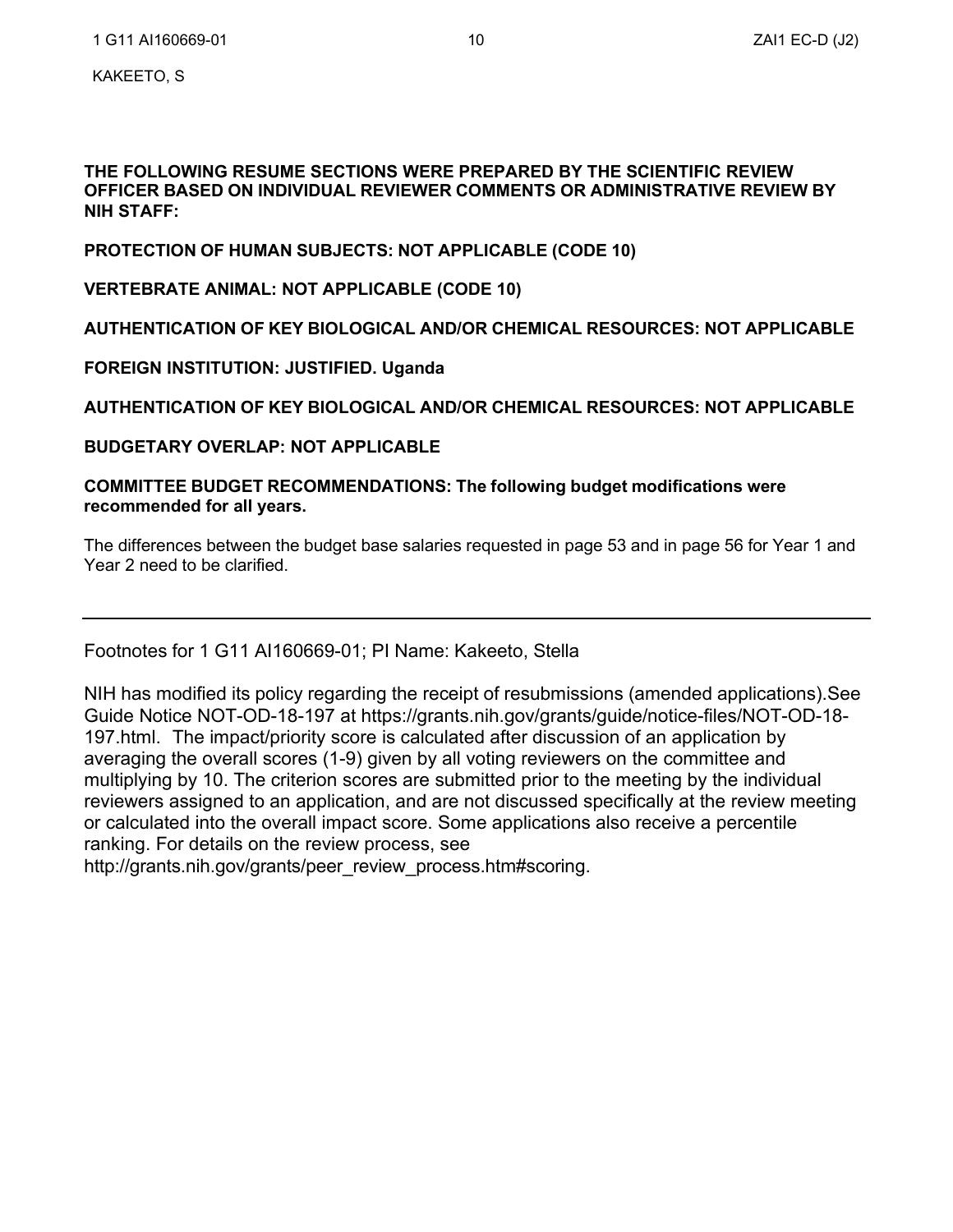**THE FOLLOWING RESUME SECTIONS WERE PREPARED BY THE SCIENTIFIC REVIEW OFFICER BASED ON INDIVIDUAL REVIEWER COMMENTS OR ADMINISTRATIVE REVIEW BY NIH STAFF:**

**PROTECTION OF HUMAN SUBJECTS: NOT APPLICABLE (CODE 10)**

**VERTEBRATE ANIMAL: NOT APPLICABLE (CODE 10)**

**AUTHENTICATION OF KEY BIOLOGICAL AND/OR CHEMICAL RESOURCES: NOT APPLICABLE**

**FOREIGN INSTITUTION: JUSTIFIED. Uganda**

**AUTHENTICATION OF KEY BIOLOGICAL AND/OR CHEMICAL RESOURCES: NOT APPLICABLE**

**BUDGETARY OVERLAP: NOT APPLICABLE**

**COMMITTEE BUDGET RECOMMENDATIONS: The following budget modifications were recommended for all years.**

The differences between the budget base salaries requested in page 53 and in page 56 for Year 1 and Year 2 need to be clarified.

---

Footnotes for 1 G11 AI160669-01; PI Name: Kakeeto, Stella

NIH has modified its policy regarding the receipt of resubmissions (amended applications).See Guide Notice NOT-OD-18-197 at https://grants.nih.gov/grants/guide/notice-files/NOT-OD-18-197.html. The impact/priority score is calculated after discussion of an application by averaging the overall scores (1-9) given by all voting reviewers on the committee and multiplying by 10. The criterion scores are submitted prior to the meeting by the individual reviewers assigned to an application, and are not discussed specifically at the review meeting or calculated into the overall impact score. Some applications also receive a percentile ranking. For details on the review process, see http://grants.nih.gov/grants/peer_review_process.htm#scoring.